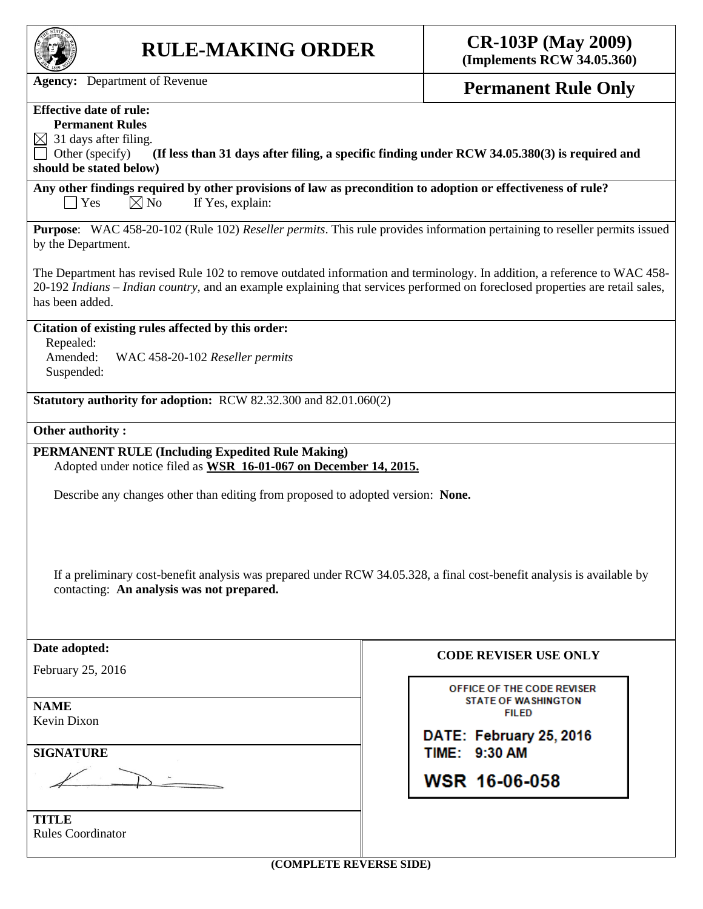# RULE-MAKING ORDER

**CR-103P (May 2009)**
**(Implements RCW 34.05.360)**

**Agency:** Department of Revenue

**Permanent Rule Only**

**Effective date of rule:**
**Permanent Rules**
☒ 31 days after filing.
☐ Other (specify) **(If less than 31 days after filing, a specific finding under RCW 34.05.380(3) is required and should be stated below)**

**Any other findings required by other provisions of law as precondition to adoption or effectiveness of rule?**
☐ Yes ☒ No If Yes, explain:

**Purpose**: WAC 458-20-102 (Rule 102) *Reseller permits*. This rule provides information pertaining to reseller permits issued by the Department.

The Department has revised Rule 102 to remove outdated information and terminology. In addition, a reference to WAC 458-20-192 *Indians – Indian country,* and an example explaining that services performed on foreclosed properties are retail sales, has been added.

**Citation of existing rules affected by this order:**
Repealed:
Amended: WAC 458-20-102 *Reseller permits*
Suspended:

**Statutory authority for adoption:** RCW 82.32.300 and 82.01.060(2)

**Other authority :**

**PERMANENT RULE (Including Expedited Rule Making)**
Adopted under notice filed as **WSR 16-01-067 on December 14, 2015.**

Describe any changes other than editing from proposed to adopted version: **None.**

If a preliminary cost-benefit analysis was prepared under RCW 34.05.328, a final cost-benefit analysis is available by contacting: **An analysis was not prepared.**

**Date adopted:**
February 25, 2016

**NAME**
Kevin Dixon

**SIGNATURE**

**TITLE**
Rules Coordinator

**CODE REVISER USE ONLY**

OFFICE OF THE CODE REVISER
STATE OF WASHINGTON
FILED

DATE: February 25, 2016
TIME: 9:30 AM

WSR 16-06-058

**(COMPLETE REVERSE SIDE)**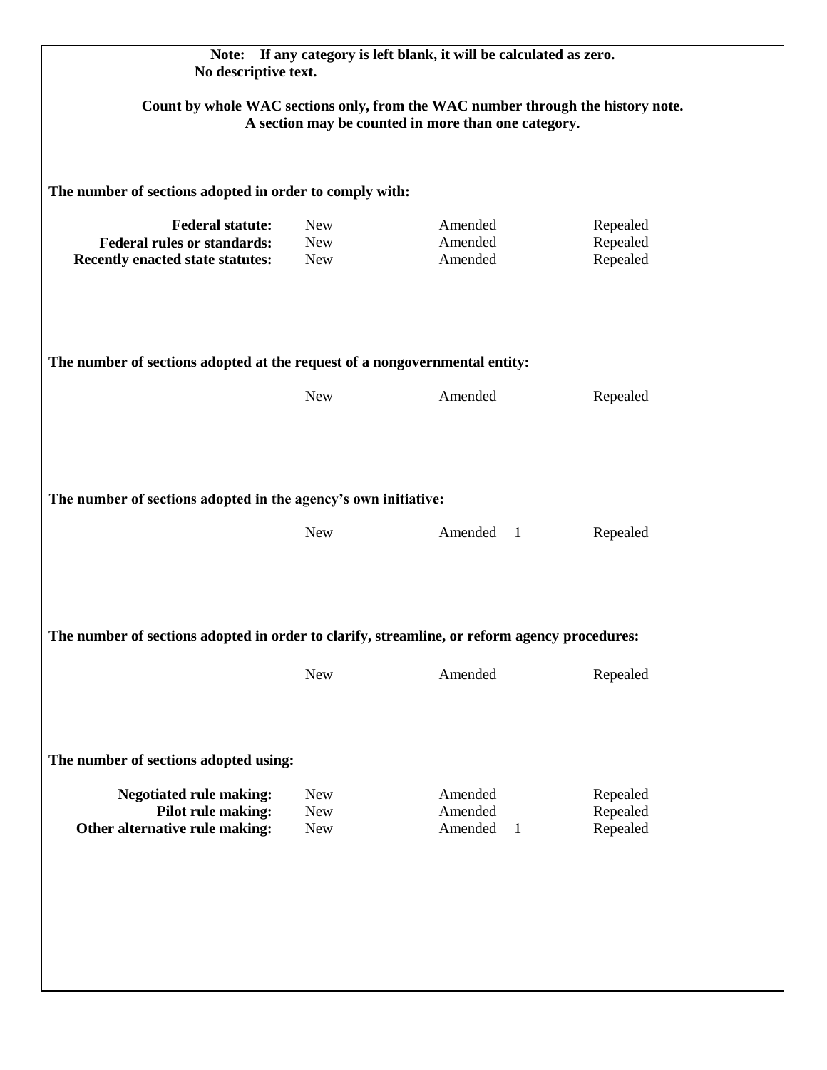**Note: If any category is left blank, it will be calculated as zero.**
**No descriptive text.**

**Count by whole WAC sections only, from the WAC number through the history note.**
**A section may be counted in more than one category.**

**The number of sections adopted in order to comply with:**

| | | | |
|---|---|---|---|
| **Federal statute:** | New | Amended | Repealed |
| **Federal rules or standards:** | New | Amended | Repealed |
| **Recently enacted state statutes:** | New | Amended | Repealed |

**The number of sections adopted at the request of a nongovernmental entity:**

| | | |
|---|---|---|
| New | Amended | Repealed |

**The number of sections adopted in the agency's own initiative:**

| | | |
|---|---|---|
| New | Amended 1 | Repealed |

**The number of sections adopted in order to clarify, streamline, or reform agency procedures:**

| | | |
|---|---|---|
| New | Amended | Repealed |

**The number of sections adopted using:**

| | | | |
|---|---|---|---|
| **Negotiated rule making:** | New | Amended | Repealed |
| **Pilot rule making:** | New | Amended | Repealed |
| **Other alternative rule making:** | New | Amended 1 | Repealed |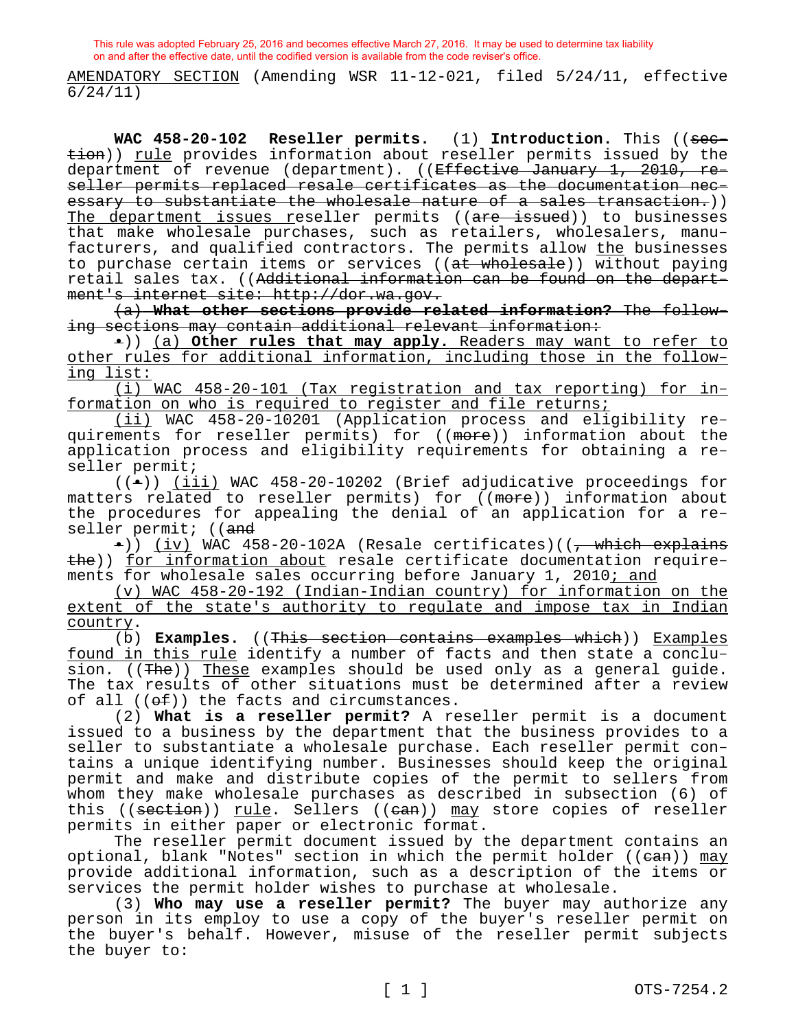This rule was adopted February 25, 2016 and becomes effective March 27, 2016. It may be used to determine tax liability on and after the effective date, until the codified version is available from the code reviser's office.

AMENDATORY SECTION (Amending WSR 11-12-021, filed 5/24/11, effective 6/24/11)

**WAC 458-20-102 Reseller permits.** (1) **Introduction.** This ((~~section~~)) rule provides information about reseller permits issued by the department of revenue (department). ((~~Effective January 1, 2010, reseller permits replaced resale certificates as the documentation necessary to substantiate the wholesale nature of a sales transaction.~~)) The department issues reseller permits ((~~are issued~~)) to businesses that make wholesale purchases, such as retailers, wholesalers, manufacturers, and qualified contractors. The permits allow the businesses to purchase certain items or services ((~~at wholesale~~)) without paying retail sales tax. ((~~Additional information can be found on the department's internet site: http://dor.wa.gov.~~

~~(a) **What other sections provide related information?** The following sections may contain additional relevant information:~~

~~•~~)) (a) **Other rules that may apply.** Readers may want to refer to other rules for additional information, including those in the following list:

(i) WAC 458-20-101 (Tax registration and tax reporting) for information on who is required to register and file returns;

(ii) WAC 458-20-10201 (Application process and eligibility requirements for reseller permits) for ((~~more~~)) information about the application process and eligibility requirements for obtaining a reseller permit;

((~~•~~)) (iii) WAC 458-20-10202 (Brief adjudicative proceedings for matters related to reseller permits) for ((~~more~~)) information about the procedures for appealing the denial of an application for a reseller permit; ((~~and~~

~~•~~)) (iv) WAC 458-20-102A (Resale certificates)((~~, which explains the~~)) for information about resale certificate documentation requirements for wholesale sales occurring before January 1, 2010; and

(v) WAC 458-20-192 (Indian-Indian country) for information on the extent of the state's authority to regulate and impose tax in Indian country.

(b) **Examples.** ((~~This section contains examples which~~)) Examples found in this rule identify a number of facts and then state a conclusion. ((~~The~~)) These examples should be used only as a general guide. The tax results of other situations must be determined after a review of all ((~~of~~)) the facts and circumstances.

(2) **What is a reseller permit?** A reseller permit is a document issued to a business by the department that the business provides to a seller to substantiate a wholesale purchase. Each reseller permit contains a unique identifying number. Businesses should keep the original permit and make and distribute copies of the permit to sellers from whom they make wholesale purchases as described in subsection (6) of this ((~~section~~)) rule. Sellers ((~~can~~)) may store copies of reseller permits in either paper or electronic format.

The reseller permit document issued by the department contains an optional, blank "Notes" section in which the permit holder ((~~can~~)) may provide additional information, such as a description of the items or services the permit holder wishes to purchase at wholesale.

(3) **Who may use a reseller permit?** The buyer may authorize any person in its employ to use a copy of the buyer's reseller permit on the buyer's behalf. However, misuse of the reseller permit subjects the buyer to: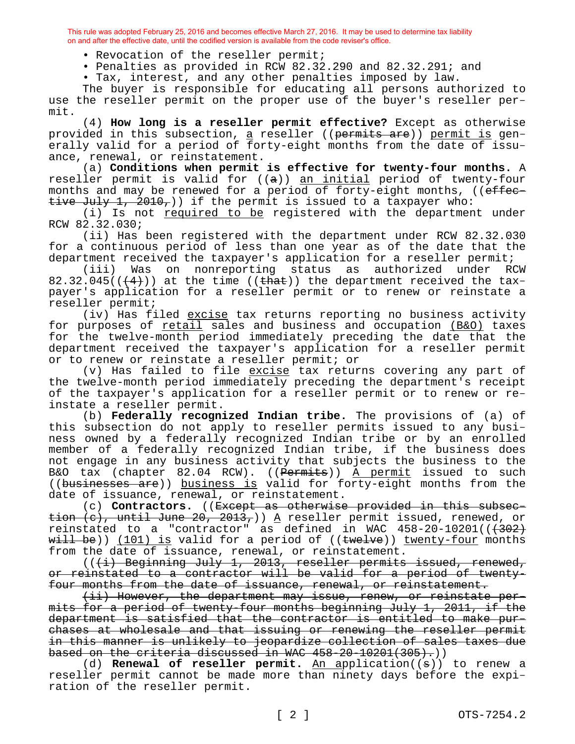This rule was adopted February 25, 2016 and becomes effective March 27, 2016. It may be used to determine tax liability on and after the effective date, until the codified version is available from the code reviser's office.

- Revocation of the reseller permit;
- Penalties as provided in RCW 82.32.290 and 82.32.291; and
- Tax, interest, and any other penalties imposed by law.

The buyer is responsible for educating all persons authorized to use the reseller permit on the proper use of the buyer's reseller permit.

(4) **How long is a reseller permit effective?** Except as otherwise provided in this subsection, a reseller ((~~permits are~~)) permit is generally valid for a period of forty-eight months from the date of issuance, renewal, or reinstatement.

(a) **Conditions when permit is effective for twenty-four months.** A reseller permit is valid for ((~~a~~)) an initial period of twenty-four months and may be renewed for a period of forty-eight months, ((~~effective July 1, 2010,~~)) if the permit is issued to a taxpayer who:

(i) Is not required to be registered with the department under RCW 82.32.030;

(ii) Has been registered with the department under RCW 82.32.030 for a continuous period of less than one year as of the date that the department received the taxpayer's application for a reseller permit;

(iii) Was on nonreporting status as authorized under RCW 82.32.045((~~(4)~~)) at the time ((~~that~~)) the department received the taxpayer's application for a reseller permit or to renew or reinstate a reseller permit;

(iv) Has filed excise tax returns reporting no business activity for purposes of retail sales and business and occupation (B&O) taxes for the twelve-month period immediately preceding the date that the department received the taxpayer's application for a reseller permit or to renew or reinstate a reseller permit; or

(v) Has failed to file excise tax returns covering any part of the twelve-month period immediately preceding the department's receipt of the taxpayer's application for a reseller permit or to renew or reinstate a reseller permit.

(b) **Federally recognized Indian tribe.** The provisions of (a) of this subsection do not apply to reseller permits issued to any business owned by a federally recognized Indian tribe or by an enrolled member of a federally recognized Indian tribe, if the business does not engage in any business activity that subjects the business to the B&O tax (chapter 82.04 RCW). ((~~Permits~~)) A permit issued to such ((~~businesses are~~)) business is valid for forty-eight months from the date of issuance, renewal, or reinstatement.

(c) **Contractors.** ((~~Except as otherwise provided in this subsection (c), until June 20, 2013,~~)) A reseller permit issued, renewed, or reinstated to a "contractor" as defined in WAC 458-20-10201((~~(302) will be~~)) (101) is valid for a period of ((~~twelve~~)) twenty-four months from the date of issuance, renewal, or reinstatement.

((~~(i) Beginning July 1, 2013, reseller permits issued, renewed, or reinstated to a contractor will be valid for a period of twenty-four months from the date of issuance, renewal, or reinstatement.~~

~~(ii) However, the department may issue, renew, or reinstate permits for a period of twenty-four months beginning July 1, 2011, if the department is satisfied that the contractor is entitled to make purchases at wholesale and that issuing or renewing the reseller permit in this manner is unlikely to jeopardize collection of sales taxes due based on the criteria discussed in WAC 458-20-10201(305).~~))

(d) **Renewal of reseller permit.** An application((~~s~~)) to renew a reseller permit cannot be made more than ninety days before the expiration of the reseller permit.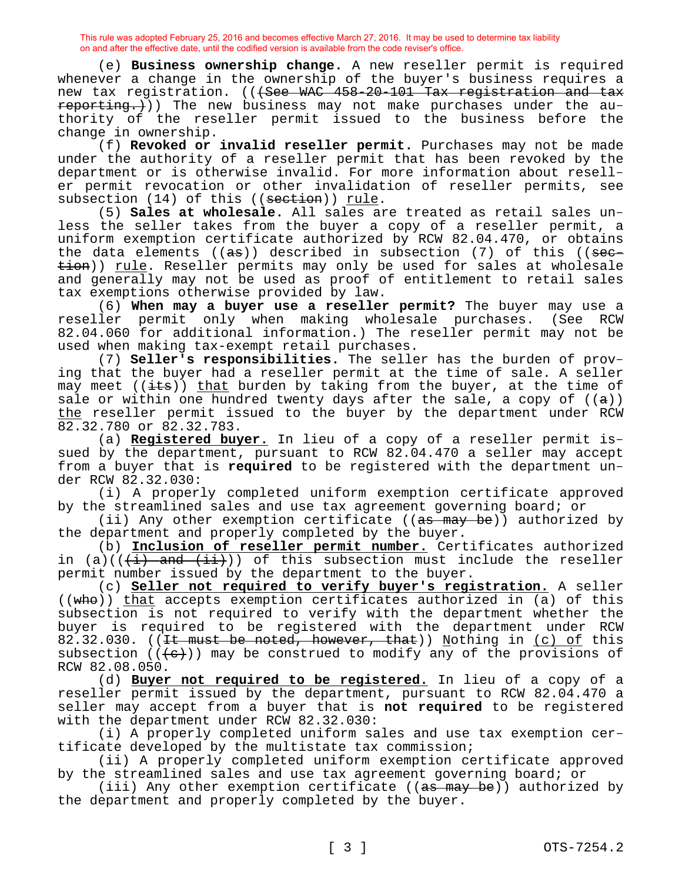(e) **Business ownership change.** A new reseller permit is required whenever a change in the ownership of the buyer's business requires a new tax registration. ((~~(See WAC 458-20-101 Tax registration and tax reporting.)~~)) The new business may not make purchases under the authority of the reseller permit issued to the business before the change in ownership.

(f) **Revoked or invalid reseller permit.** Purchases may not be made under the authority of a reseller permit that has been revoked by the department or is otherwise invalid. For more information about reseller permit revocation or other invalidation of reseller permits, see subsection (14) of this ((~~section~~)) rule.

(5) **Sales at wholesale.** All sales are treated as retail sales unless the seller takes from the buyer a copy of a reseller permit, a uniform exemption certificate authorized by RCW 82.04.470, or obtains the data elements ((~~as~~)) described in subsection (7) of this ((~~section~~)) rule. Reseller permits may only be used for sales at wholesale and generally may not be used as proof of entitlement to retail sales tax exemptions otherwise provided by law.

(6) **When may a buyer use a reseller permit?** The buyer may use a reseller permit only when making wholesale purchases. (See RCW 82.04.060 for additional information.) The reseller permit may not be used when making tax-exempt retail purchases.

(7) **Seller's responsibilities.** The seller has the burden of proving that the buyer had a reseller permit at the time of sale. A seller may meet ((~~its~~)) that burden by taking from the buyer, at the time of sale or within one hundred twenty days after the sale, a copy of ((~~a~~)) the reseller permit issued to the buyer by the department under RCW 82.32.780 or 82.32.783.

(a) **Registered buyer.** In lieu of a copy of a reseller permit issued by the department, pursuant to RCW 82.04.470 a seller may accept from a buyer that is **required** to be registered with the department under RCW 82.32.030:

(i) A properly completed uniform exemption certificate approved by the streamlined sales and use tax agreement governing board; or

(ii) Any other exemption certificate ((~~as may be~~)) authorized by the department and properly completed by the buyer.

(b) **Inclusion of reseller permit number.** Certificates authorized in (a)((~~(i) and (ii)~~)) of this subsection must include the reseller permit number issued by the department to the buyer.

(c) **Seller not required to verify buyer's registration.** A seller ((~~who~~)) that accepts exemption certificates authorized in (a) of this subsection is not required to verify with the department whether the buyer is required to be registered with the department under RCW 82.32.030. ((~~It must be noted, however, that~~)) Nothing in (c) of this subsection ((~~(c)~~)) may be construed to modify any of the provisions of RCW 82.08.050.

(d) **Buyer not required to be registered.** In lieu of a copy of a reseller permit issued by the department, pursuant to RCW 82.04.470 a seller may accept from a buyer that is **not required** to be registered with the department under RCW 82.32.030:

(i) A properly completed uniform sales and use tax exemption certificate developed by the multistate tax commission;

(ii) A properly completed uniform exemption certificate approved by the streamlined sales and use tax agreement governing board; or

(iii) Any other exemption certificate ((~~as may be~~)) authorized by the department and properly completed by the buyer.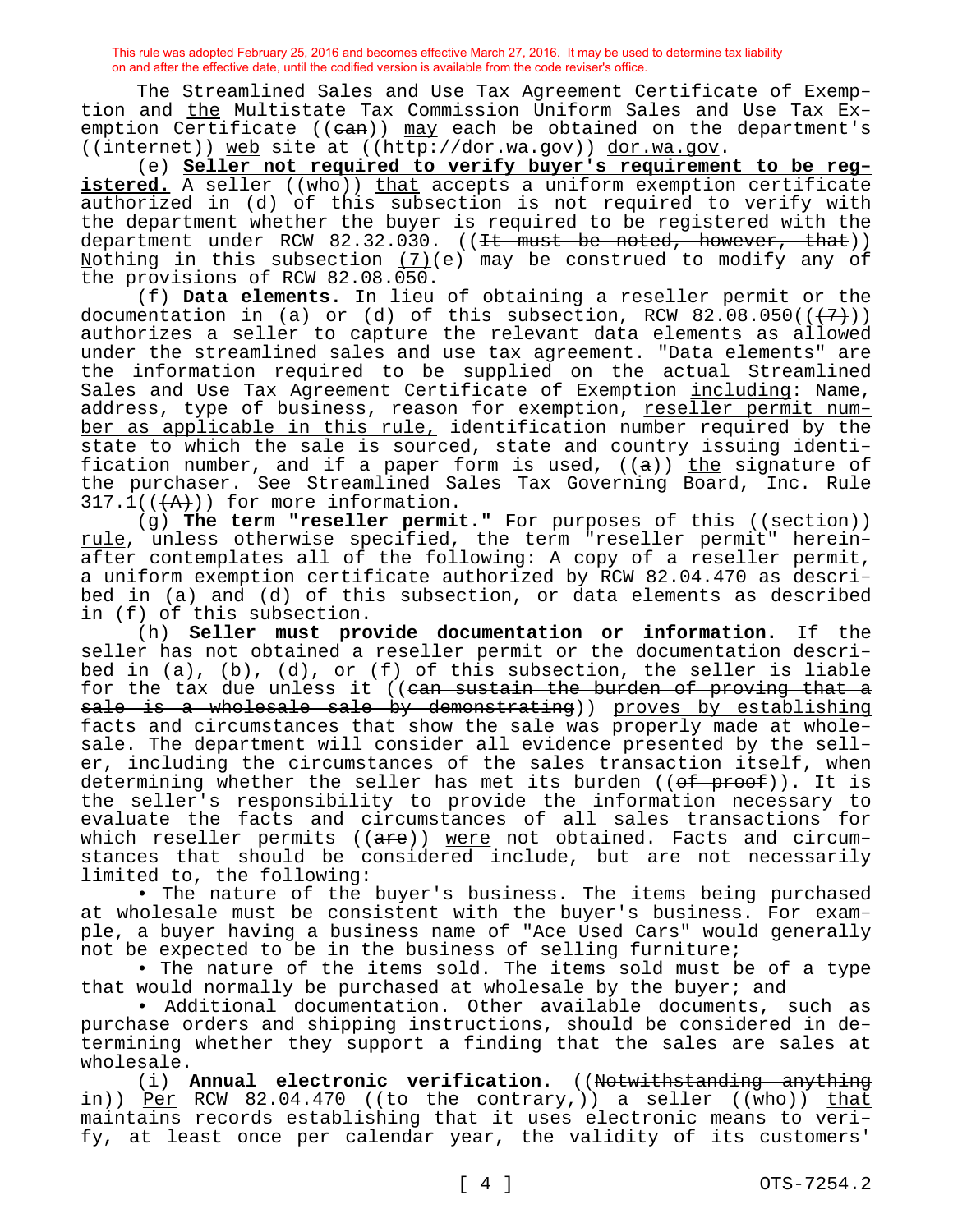This rule was adopted February 25, 2016 and becomes effective March 27, 2016. It may be used to determine tax liability on and after the effective date, until the codified version is available from the code reviser's office.

The Streamlined Sales and Use Tax Agreement Certificate of Exemption and the Multistate Tax Commission Uniform Sales and Use Tax Exemption Certificate ((~~can~~)) may each be obtained on the department's ((~~internet~~)) web site at ((~~http://dor.wa.gov~~)) dor.wa.gov.

(e) **Seller not required to verify buyer's requirement to be registered.** A seller ((~~who~~)) that accepts a uniform exemption certificate authorized in (d) of this subsection is not required to verify with the department whether the buyer is required to be registered with the department under RCW 82.32.030. ((~~It must be noted, however, that~~)) Nothing in this subsection (7)(e) may be construed to modify any of the provisions of RCW 82.08.050.

(f) **Data elements.** In lieu of obtaining a reseller permit or the documentation in (a) or (d) of this subsection, RCW 82.08.050((~~(7)~~)) authorizes a seller to capture the relevant data elements as allowed under the streamlined sales and use tax agreement. "Data elements" are the information required to be supplied on the actual Streamlined Sales and Use Tax Agreement Certificate of Exemption including: Name, address, type of business, reason for exemption, reseller permit number as applicable in this rule, identification number required by the state to which the sale is sourced, state and country issuing identification number, and if a paper form is used, ((~~a~~)) the signature of the purchaser. See Streamlined Sales Tax Governing Board, Inc. Rule 317.1((~~(A)~~)) for more information.

(g) **The term "reseller permit."** For purposes of this ((~~section~~)) rule, unless otherwise specified, the term "reseller permit" hereinafter contemplates all of the following: A copy of a reseller permit, a uniform exemption certificate authorized by RCW 82.04.470 as described in (a) and (d) of this subsection, or data elements as described in (f) of this subsection.

(h) **Seller must provide documentation or information.** If the seller has not obtained a reseller permit or the documentation described in (a), (b), (d), or (f) of this subsection, the seller is liable for the tax due unless it ((~~can sustain the burden of proving that a sale is a wholesale sale by demonstrating~~)) proves by establishing facts and circumstances that show the sale was properly made at wholesale. The department will consider all evidence presented by the seller, including the circumstances of the sales transaction itself, when determining whether the seller has met its burden ((~~of proof~~)). It is the seller's responsibility to provide the information necessary to evaluate the facts and circumstances of all sales transactions for which reseller permits ((~~are~~)) were not obtained. Facts and circumstances that should be considered include, but are not necessarily limited to, the following:

- The nature of the buyer's business. The items being purchased at wholesale must be consistent with the buyer's business. For example, a buyer having a business name of "Ace Used Cars" would generally not be expected to be in the business of selling furniture;
- The nature of the items sold. The items sold must be of a type that would normally be purchased at wholesale by the buyer; and
- Additional documentation. Other available documents, such as purchase orders and shipping instructions, should be considered in determining whether they support a finding that the sales are sales at wholesale.

(i) **Annual electronic verification.** ((~~Notwithstanding anything in~~)) Per RCW 82.04.470 ((~~to the contrary,~~)) a seller ((~~who~~)) that maintains records establishing that it uses electronic means to verify, at least once per calendar year, the validity of its customers'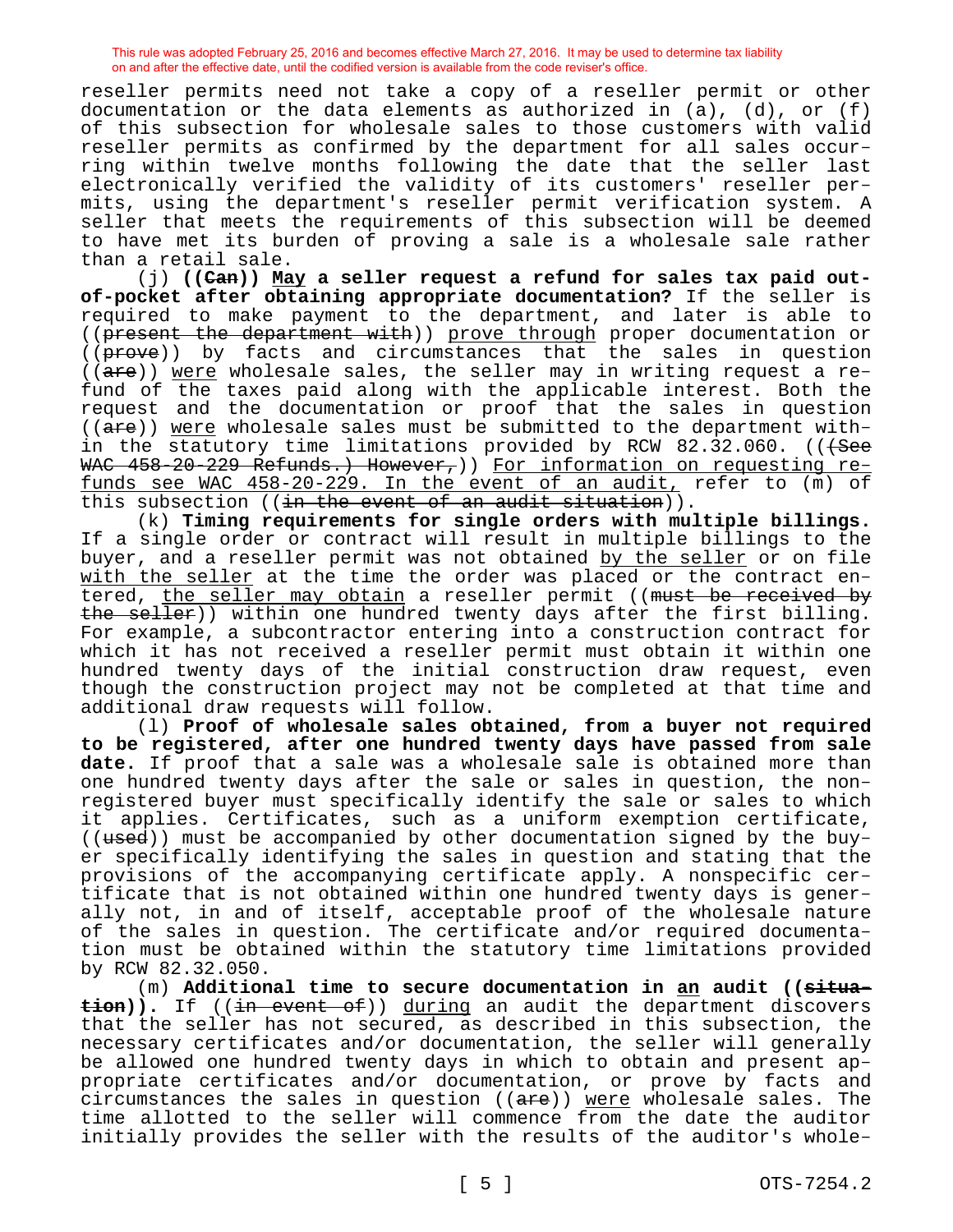reseller permits need not take a copy of a reseller permit or other documentation or the data elements as authorized in (a), (d), or (f) of this subsection for wholesale sales to those customers with valid reseller permits as confirmed by the department for all sales occurring within twelve months following the date that the seller last electronically verified the validity of its customers' reseller permits, using the department's reseller permit verification system. A seller that meets the requirements of this subsection will be deemed to have met its burden of proving a sale is a wholesale sale rather than a retail sale.

(j) **((~~Can~~)) <u>May</u> a seller request a refund for sales tax paid out-of-pocket after obtaining appropriate documentation?** If the seller is required to make payment to the department, and later is able to ((~~present the department with~~)) <u>prove through</u> proper documentation or ((~~prove~~)) by facts and circumstances that the sales in question ((~~are~~)) <u>were</u> wholesale sales, the seller may in writing request a refund of the taxes paid along with the applicable interest. Both the request and the documentation or proof that the sales in question ((~~are~~)) <u>were</u> wholesale sales must be submitted to the department within the statutory time limitations provided by RCW 82.32.060. ((~~(See WAC 458-20-229 Refunds.) However,~~)) <u>For information on requesting refunds see WAC 458-20-229. In the event of an audit,</u> refer to (m) of this subsection ((~~in the event of an audit situation~~)).

(k) **Timing requirements for single orders with multiple billings.** If a single order or contract will result in multiple billings to the buyer, and a reseller permit was not obtained <u>by the seller</u> or on file <u>with the seller</u> at the time the order was placed or the contract entered, <u>the seller may obtain</u> a reseller permit ((~~must be received by the seller~~)) within one hundred twenty days after the first billing. For example, a subcontractor entering into a construction contract for which it has not received a reseller permit must obtain it within one hundred twenty days of the initial construction draw request, even though the construction project may not be completed at that time and additional draw requests will follow.

(l) **Proof of wholesale sales obtained, from a buyer not required to be registered, after one hundred twenty days have passed from sale date.** If proof that a sale was a wholesale sale is obtained more than one hundred twenty days after the sale or sales in question, the non-registered buyer must specifically identify the sale or sales to which it applies. Certificates, such as a uniform exemption certificate, ((~~used~~)) must be accompanied by other documentation signed by the buyer specifically identifying the sales in question and stating that the provisions of the accompanying certificate apply. A nonspecific certificate that is not obtained within one hundred twenty days is generally not, in and of itself, acceptable proof of the wholesale nature of the sales in question. The certificate and/or required documentation must be obtained within the statutory time limitations provided by RCW 82.32.050.

(m) **Additional time to secure documentation in <u>an</u> audit ((~~situation~~)).** If ((~~in event of~~)) <u>during</u> an audit the department discovers that the seller has not secured, as described in this subsection, the necessary certificates and/or documentation, the seller will generally be allowed one hundred twenty days in which to obtain and present appropriate certificates and/or documentation, or prove by facts and circumstances the sales in question ((~~are~~)) <u>were</u> wholesale sales. The time allotted to the seller will commence from the date the auditor initially provides the seller with the results of the auditor's whole-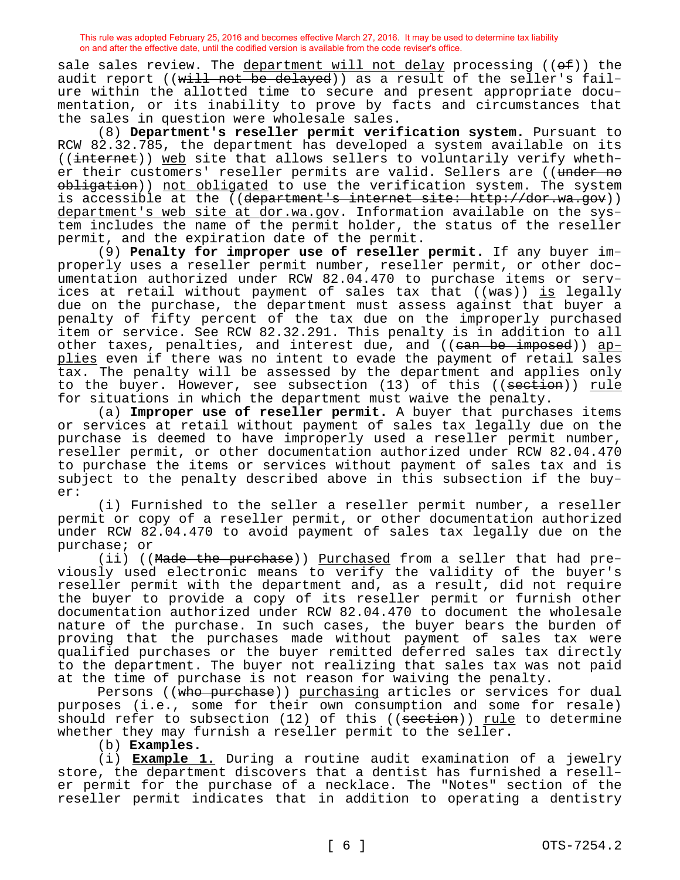sale sales review. The department will not delay processing ((~~of~~)) the audit report ((~~will not be delayed~~)) as a result of the seller's failure within the allotted time to secure and present appropriate documentation, or its inability to prove by facts and circumstances that the sales in question were wholesale sales.

(8) **Department's reseller permit verification system.** Pursuant to RCW 82.32.785, the department has developed a system available on its ((~~internet~~)) web site that allows sellers to voluntarily verify whether their customers' reseller permits are valid. Sellers are ((~~under no obligation~~)) not obligated to use the verification system. The system is accessible at the ((~~department's internet site: http://dor.wa.gov~~)) department's web site at dor.wa.gov. Information available on the system includes the name of the permit holder, the status of the reseller permit, and the expiration date of the permit.

(9) **Penalty for improper use of reseller permit.** If any buyer improperly uses a reseller permit number, reseller permit, or other documentation authorized under RCW 82.04.470 to purchase items or services at retail without payment of sales tax that ((~~was~~)) is legally due on the purchase, the department must assess against that buyer a penalty of fifty percent of the tax due on the improperly purchased item or service. See RCW 82.32.291. This penalty is in addition to all other taxes, penalties, and interest due, and ((~~can be imposed~~)) applies even if there was no intent to evade the payment of retail sales tax. The penalty will be assessed by the department and applies only to the buyer. However, see subsection (13) of this ((~~section~~)) rule for situations in which the department must waive the penalty.

(a) **Improper use of reseller permit.** A buyer that purchases items or services at retail without payment of sales tax legally due on the purchase is deemed to have improperly used a reseller permit number, reseller permit, or other documentation authorized under RCW 82.04.470 to purchase the items or services without payment of sales tax and is subject to the penalty described above in this subsection if the buyer:

(i) Furnished to the seller a reseller permit number, a reseller permit or copy of a reseller permit, or other documentation authorized under RCW 82.04.470 to avoid payment of sales tax legally due on the purchase; or

(ii) ((~~Made the purchase~~)) Purchased from a seller that had previously used electronic means to verify the validity of the buyer's reseller permit with the department and, as a result, did not require the buyer to provide a copy of its reseller permit or furnish other documentation authorized under RCW 82.04.470 to document the wholesale nature of the purchase. In such cases, the buyer bears the burden of proving that the purchases made without payment of sales tax were qualified purchases or the buyer remitted deferred sales tax directly to the department. The buyer not realizing that sales tax was not paid at the time of purchase is not reason for waiving the penalty.

Persons ((~~who purchase~~)) purchasing articles or services for dual purposes (i.e., some for their own consumption and some for resale) should refer to subsection (12) of this ((~~section~~)) rule to determine whether they may furnish a reseller permit to the seller.

(b) **Examples.**

(i) **Example 1.** During a routine audit examination of a jewelry store, the department discovers that a dentist has furnished a reseller permit for the purchase of a necklace. The "Notes" section of the reseller permit indicates that in addition to operating a dentistry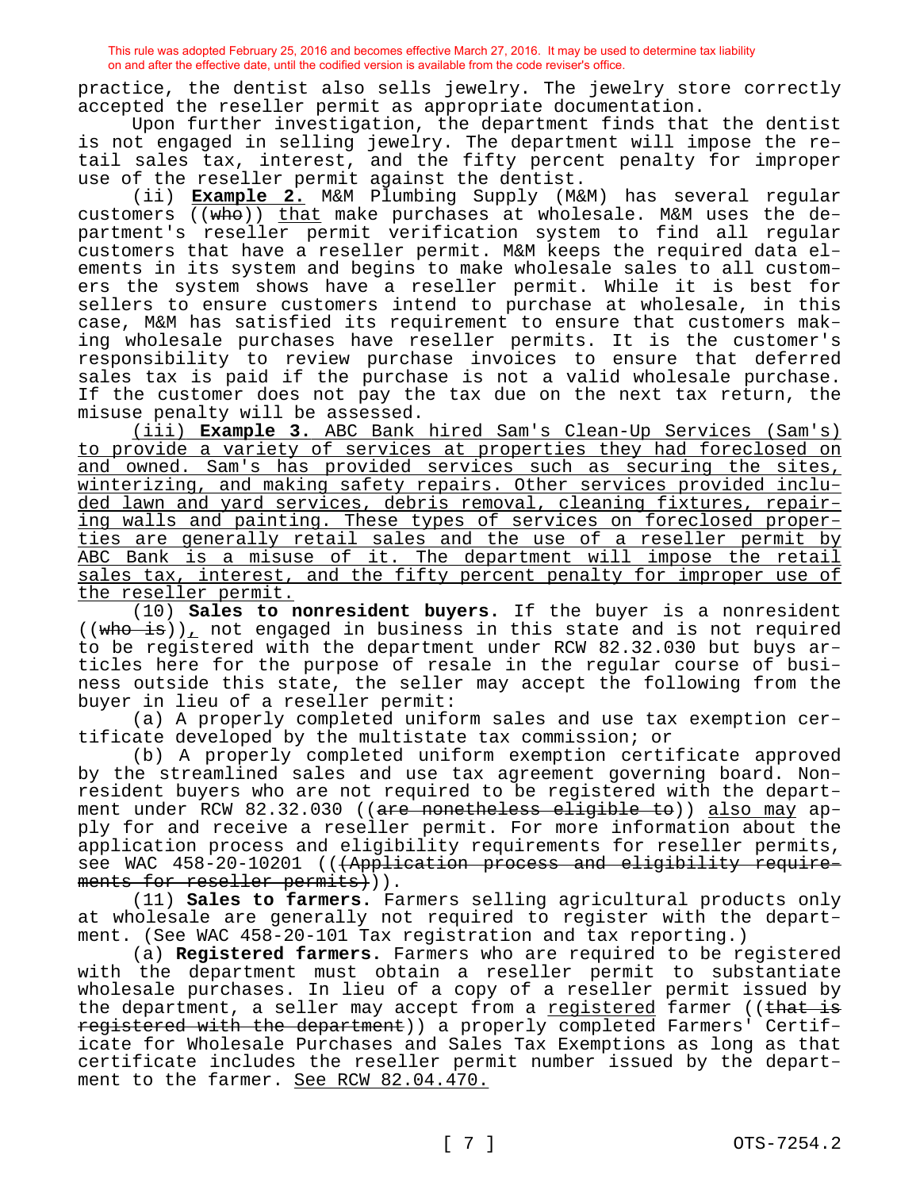practice, the dentist also sells jewelry. The jewelry store correctly accepted the reseller permit as appropriate documentation.

Upon further investigation, the department finds that the dentist is not engaged in selling jewelry. The department will impose the retail sales tax, interest, and the fifty percent penalty for improper use of the reseller permit against the dentist.

(ii) **Example 2.** M&M Plumbing Supply (M&M) has several regular customers ((~~who~~)) that make purchases at wholesale. M&M uses the department's reseller permit verification system to find all regular customers that have a reseller permit. M&M keeps the required data elements in its system and begins to make wholesale sales to all customers the system shows have a reseller permit. While it is best for sellers to ensure customers intend to purchase at wholesale, in this case, M&M has satisfied its requirement to ensure that customers making wholesale purchases have reseller permits. It is the customer's responsibility to review purchase invoices to ensure that deferred sales tax is paid if the purchase is not a valid wholesale purchase. If the customer does not pay the tax due on the next tax return, the misuse penalty will be assessed.

(iii) **Example 3.** ABC Bank hired Sam's Clean-Up Services (Sam's) to provide a variety of services at properties they had foreclosed on and owned. Sam's has provided services such as securing the sites, winterizing, and making safety repairs. Other services provided included lawn and yard services, debris removal, cleaning fixtures, repairing walls and painting. These types of services on foreclosed properties are generally retail sales and the use of a reseller permit by ABC Bank is a misuse of it. The department will impose the retail sales tax, interest, and the fifty percent penalty for improper use of the reseller permit.

(10) **Sales to nonresident buyers.** If the buyer is a nonresident ((~~who is~~)), not engaged in business in this state and is not required to be registered with the department under RCW 82.32.030 but buys articles here for the purpose of resale in the regular course of business outside this state, the seller may accept the following from the buyer in lieu of a reseller permit:

(a) A properly completed uniform sales and use tax exemption certificate developed by the multistate tax commission; or

(b) A properly completed uniform exemption certificate approved by the streamlined sales and use tax agreement governing board. Nonresident buyers who are not required to be registered with the department under RCW 82.32.030 ((~~are nonetheless eligible to~~)) also may apply for and receive a reseller permit. For more information about the application process and eligibility requirements for reseller permits, see WAC 458-20-10201 ((~~(Application process and eligibility requirements for reseller permits)~~)).

(11) **Sales to farmers.** Farmers selling agricultural products only at wholesale are generally not required to register with the department. (See WAC 458-20-101 Tax registration and tax reporting.)

(a) **Registered farmers.** Farmers who are required to be registered with the department must obtain a reseller permit to substantiate wholesale purchases. In lieu of a copy of a reseller permit issued by the department, a seller may accept from a registered farmer ((~~that is registered with the department~~)) a properly completed Farmers' Certificate for Wholesale Purchases and Sales Tax Exemptions as long as that certificate includes the reseller permit number issued by the department to the farmer. See RCW 82.04.470.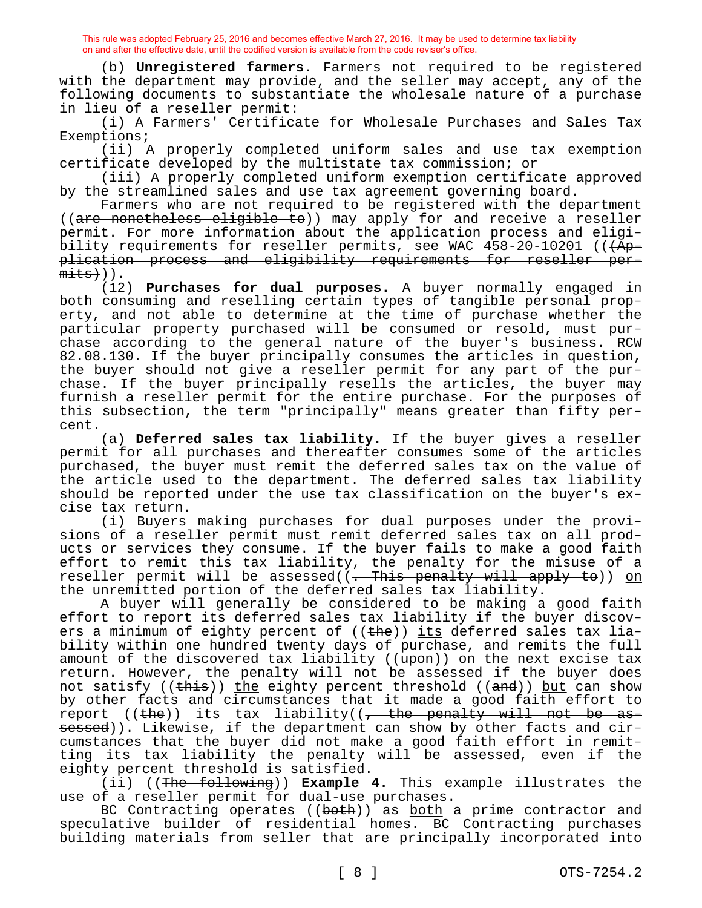This rule was adopted February 25, 2016 and becomes effective March 27, 2016. It may be used to determine tax liability on and after the effective date, until the codified version is available from the code reviser's office.

(b) **Unregistered farmers.** Farmers not required to be registered with the department may provide, and the seller may accept, any of the following documents to substantiate the wholesale nature of a purchase in lieu of a reseller permit:

(i) A Farmers' Certificate for Wholesale Purchases and Sales Tax Exemptions;

(ii) A properly completed uniform sales and use tax exemption certificate developed by the multistate tax commission; or

(iii) A properly completed uniform exemption certificate approved by the streamlined sales and use tax agreement governing board.

Farmers who are not required to be registered with the department ((~~are nonetheless eligible to~~)) <u>may</u> apply for and receive a reseller permit. For more information about the application process and eligibility requirements for reseller permits, see WAC 458-20-10201 ((~~(Application process and eligibility requirements for reseller permits)~~)).

(12) **Purchases for dual purposes.** A buyer normally engaged in both consuming and reselling certain types of tangible personal property, and not able to determine at the time of purchase whether the particular property purchased will be consumed or resold, must purchase according to the general nature of the buyer's business. RCW 82.08.130. If the buyer principally consumes the articles in question, the buyer should not give a reseller permit for any part of the purchase. If the buyer principally resells the articles, the buyer may furnish a reseller permit for the entire purchase. For the purposes of this subsection, the term "principally" means greater than fifty percent.

(a) **Deferred sales tax liability.** If the buyer gives a reseller permit for all purchases and thereafter consumes some of the articles purchased, the buyer must remit the deferred sales tax on the value of the article used to the department. The deferred sales tax liability should be reported under the use tax classification on the buyer's excise tax return.

(i) Buyers making purchases for dual purposes under the provisions of a reseller permit must remit deferred sales tax on all products or services they consume. If the buyer fails to make a good faith effort to remit this tax liability, the penalty for the misuse of a reseller permit will be assessed((~~. This penalty will apply to~~)) <u>on</u> the unremitted portion of the deferred sales tax liability.

A buyer will generally be considered to be making a good faith effort to report its deferred sales tax liability if the buyer discovers a minimum of eighty percent of ((~~the~~)) <u>its</u> deferred sales tax liability within one hundred twenty days of purchase, and remits the full amount of the discovered tax liability ((~~upon~~)) <u>on</u> the next excise tax return. However, <u>the penalty will not be assessed</u> if the buyer does not satisfy ((~~this~~)) <u>the</u> eighty percent threshold ((~~and~~)) <u>but</u> can show by other facts and circumstances that it made a good faith effort to report ((~~the~~)) <u>its</u> tax liability((~~, the penalty will not be assessed~~)). Likewise, if the department can show by other facts and circumstances that the buyer did not make a good faith effort in remitting its tax liability the penalty will be assessed, even if the eighty percent threshold is satisfied.

(ii) ((~~The following~~)) <u>**Example 4.** This</u> example illustrates the use of a reseller permit for dual-use purchases.

BC Contracting operates ((~~both~~)) as <u>both</u> a prime contractor and speculative builder of residential homes. BC Contracting purchases building materials from seller that are principally incorporated into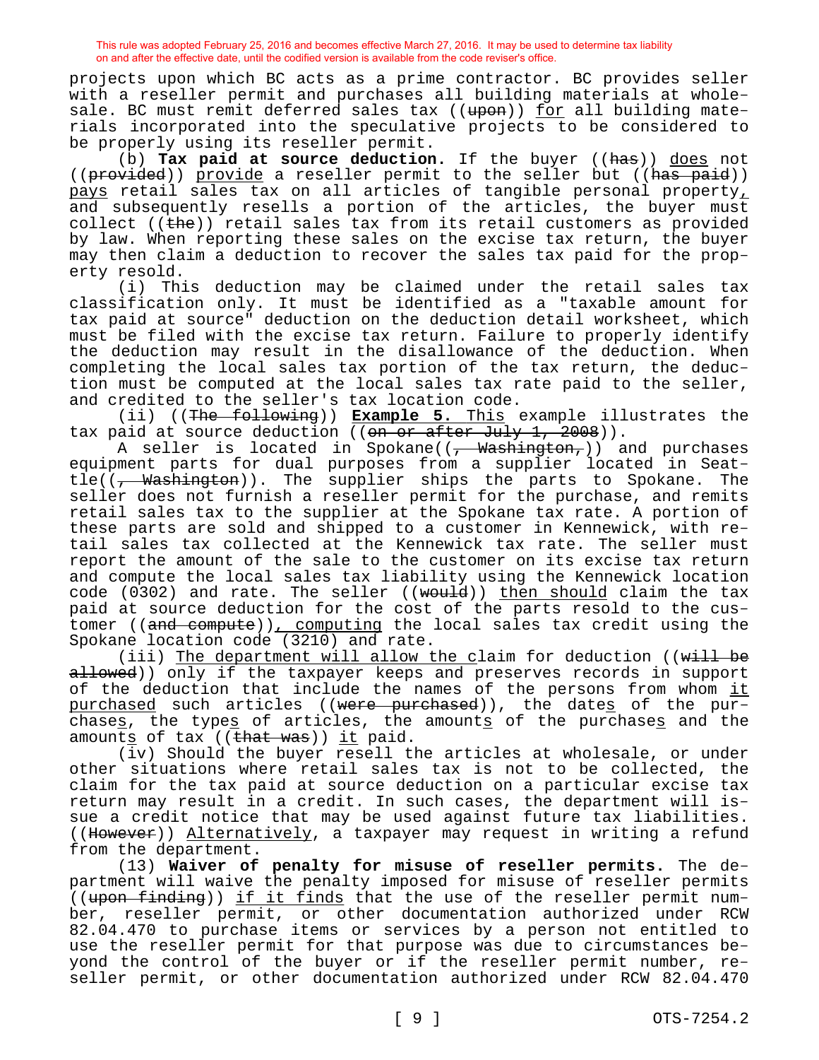This rule was adopted February 25, 2016 and becomes effective March 27, 2016. It may be used to determine tax liability on and after the effective date, until the codified version is available from the code reviser's office.

projects upon which BC acts as a prime contractor. BC provides seller with a reseller permit and purchases all building materials at wholesale. BC must remit deferred sales tax ((~~upon~~)) <u>for</u> all building materials incorporated into the speculative projects to be considered to be properly using its reseller permit.

(b) **Tax paid at source deduction.** If the buyer ((~~has~~)) <u>does</u> not ((~~provided~~)) <u>provide</u> a reseller permit to the seller but ((~~has paid~~)) <u>pays</u> retail sales tax on all articles of tangible personal property<u>,</u> and subsequently resells a portion of the articles, the buyer must collect ((~~the~~)) retail sales tax from its retail customers as provided by law. When reporting these sales on the excise tax return, the buyer may then claim a deduction to recover the sales tax paid for the property resold.

(i) This deduction may be claimed under the retail sales tax classification only. It must be identified as a "taxable amount for tax paid at source" deduction on the deduction detail worksheet, which must be filed with the excise tax return. Failure to properly identify the deduction may result in the disallowance of the deduction. When completing the local sales tax portion of the tax return, the deduction must be computed at the local sales tax rate paid to the seller, and credited to the seller's tax location code.

(ii) ((~~The following~~)) <u>**Example 5.** This</u> example illustrates the tax paid at source deduction ((~~on or after July 1, 2008~~)).

A seller is located in Spokane((~~, Washington,~~)) and purchases equipment parts for dual purposes from a supplier located in Seattle((~~, Washington~~)). The supplier ships the parts to Spokane. The seller does not furnish a reseller permit for the purchase, and remits retail sales tax to the supplier at the Spokane tax rate. A portion of these parts are sold and shipped to a customer in Kennewick, with retail sales tax collected at the Kennewick tax rate. The seller must report the amount of the sale to the customer on its excise tax return and compute the local sales tax liability using the Kennewick location code (0302) and rate. The seller ((~~would~~)) <u>then should</u> claim the tax paid at source deduction for the cost of the parts resold to the customer ((~~and compute~~))<u>, computing</u> the local sales tax credit using the Spokane location code (3210) and rate.

(iii) <u>The department will allow the claim</u> for deduction ((~~will be allowed~~)) only if the taxpayer keeps and preserves records in support of the deduction that include the names of the persons from whom <u>it purchased</u> such articles ((~~were purchased~~)), the date<u>s</u> of the purchase<u>s</u>, the type<u>s</u> of articles, the amount<u>s</u> of the purchase<u>s</u> and the amount<u>s</u> of tax ((~~that was~~)) <u>it</u> paid.

(iv) Should the buyer resell the articles at wholesale, or under other situations where retail sales tax is not to be collected, the claim for the tax paid at source deduction on a particular excise tax return may result in a credit. In such cases, the department will issue a credit notice that may be used against future tax liabilities. ((~~However~~)) <u>Alternatively</u>, a taxpayer may request in writing a refund from the department.

(13) **Waiver of penalty for misuse of reseller permits.** The department will waive the penalty imposed for misuse of reseller permits ((~~upon finding~~)) <u>if it finds</u> that the use of the reseller permit number, reseller permit, or other documentation authorized under RCW 82.04.470 to purchase items or services by a person not entitled to use the reseller permit for that purpose was due to circumstances beyond the control of the buyer or if the reseller permit number, reseller permit, or other documentation authorized under RCW 82.04.470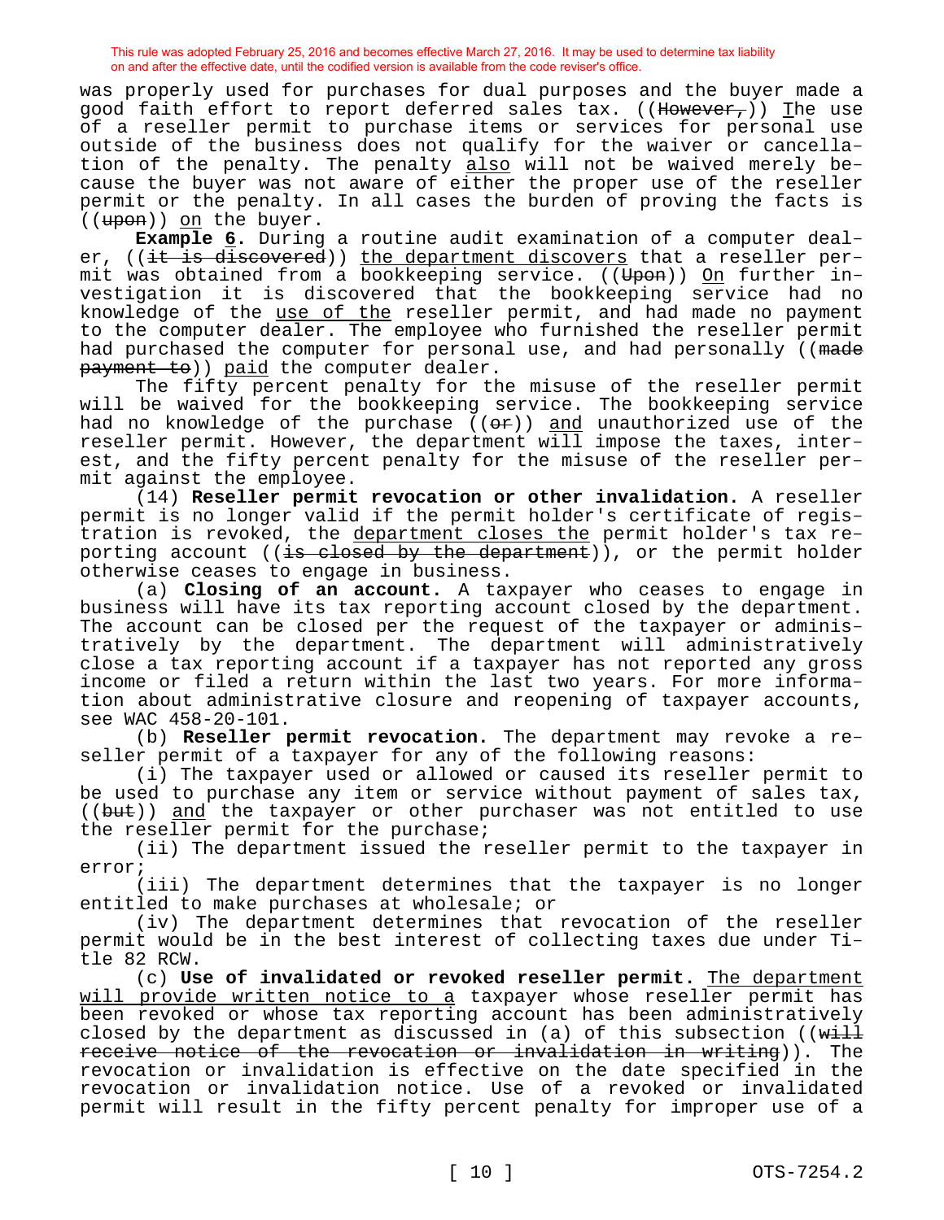was properly used for purchases for dual purposes and the buyer made a good faith effort to report deferred sales tax. ((~~However,~~)) <u>The</u> use of a reseller permit to purchase items or services for personal use outside of the business does not qualify for the waiver or cancellation of the penalty. The penalty <u>also</u> will not be waived merely because the buyer was not aware of either the proper use of the reseller permit or the penalty. In all cases the burden of proving the facts is ((~~upon~~)) <u>on</u> the buyer.

**Example <u>6</u>.** During a routine audit examination of a computer dealer, ((~~it is discovered~~)) <u>the department discovers</u> that a reseller permit was obtained from a bookkeeping service. ((~~Upon~~)) <u>On</u> further investigation it is discovered that the bookkeeping service had no knowledge of the <u>use of the</u> reseller permit, and had made no payment to the computer dealer. The employee who furnished the reseller permit had purchased the computer for personal use, and had personally ((~~made payment to~~)) <u>paid</u> the computer dealer.

The fifty percent penalty for the misuse of the reseller permit will be waived for the bookkeeping service. The bookkeeping service had no knowledge of the purchase ((~~or~~)) <u>and</u> unauthorized use of the reseller permit. However, the department will impose the taxes, interest, and the fifty percent penalty for the misuse of the reseller permit against the employee.

(14) **Reseller permit revocation or other invalidation.** A reseller permit is no longer valid if the permit holder's certificate of registration is revoked, the <u>department closes the</u> permit holder's tax reporting account ((~~is closed by the department~~)), or the permit holder otherwise ceases to engage in business.

(a) **Closing of an account.** A taxpayer who ceases to engage in business will have its tax reporting account closed by the department. The account can be closed per the request of the taxpayer or administratively by the department. The department will administratively close a tax reporting account if a taxpayer has not reported any gross income or filed a return within the last two years. For more information about administrative closure and reopening of taxpayer accounts, see WAC 458-20-101.

(b) **Reseller permit revocation.** The department may revoke a reseller permit of a taxpayer for any of the following reasons:

(i) The taxpayer used or allowed or caused its reseller permit to be used to purchase any item or service without payment of sales tax, ((~~but~~)) <u>and</u> the taxpayer or other purchaser was not entitled to use the reseller permit for the purchase;

(ii) The department issued the reseller permit to the taxpayer in error;

(iii) The department determines that the taxpayer is no longer entitled to make purchases at wholesale; or

(iv) The department determines that revocation of the reseller permit would be in the best interest of collecting taxes due under Title 82 RCW.

(c) **Use of invalidated or revoked reseller permit.** <u>The department will provide written notice to a</u> taxpayer whose reseller permit has been revoked or whose tax reporting account has been administratively closed by the department as discussed in (a) of this subsection ((~~will receive notice of the revocation or invalidation in writing~~)). The revocation or invalidation is effective on the date specified in the revocation or invalidation notice. Use of a revoked or invalidated permit will result in the fifty percent penalty for improper use of a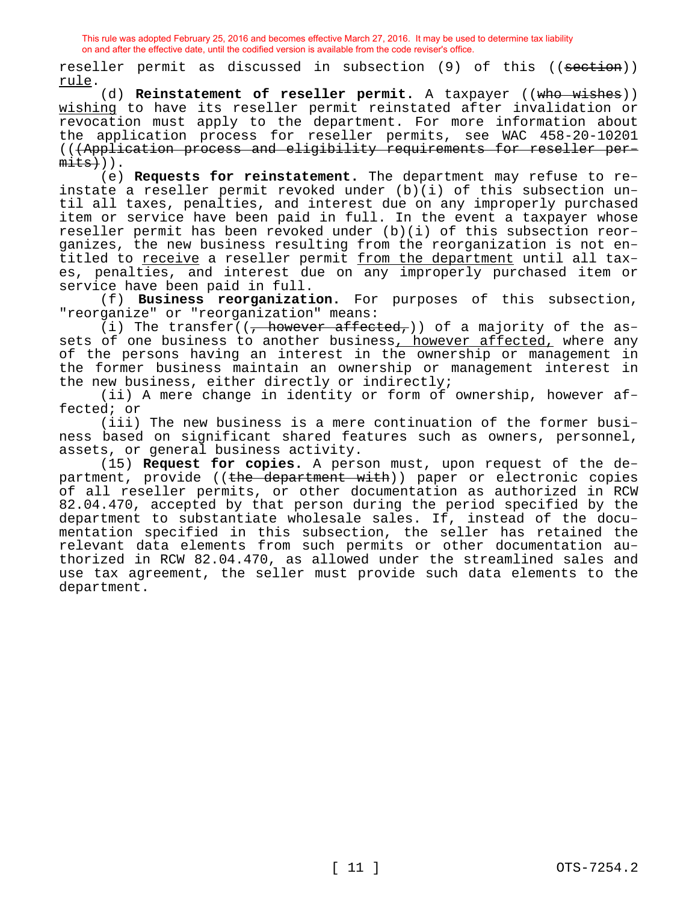reseller permit as discussed in subsection (9) of this ((~~section~~)) <u>rule</u>.

(d) **Reinstatement of reseller permit.** A taxpayer ((~~who wishes~~)) <u>wishing</u> to have its reseller permit reinstated after invalidation or revocation must apply to the department. For more information about the application process for reseller permits, see WAC 458-20-10201 ((~~(Application process and eligibility requirements for reseller permits)~~)).

(e) **Requests for reinstatement.** The department may refuse to reinstate a reseller permit revoked under (b)(i) of this subsection until all taxes, penalties, and interest due on any improperly purchased item or service have been paid in full. In the event a taxpayer whose reseller permit has been revoked under (b)(i) of this subsection reorganizes, the new business resulting from the reorganization is not entitled to <u>receive</u> a reseller permit <u>from the department</u> until all taxes, penalties, and interest due on any improperly purchased item or service have been paid in full.

(f) **Business reorganization.** For purposes of this subsection, "reorganize" or "reorganization" means:

(i) The transfer((~~, however affected,~~)) of a majority of the assets of one business to another business<u>, however affected,</u> where any of the persons having an interest in the ownership or management in the former business maintain an ownership or management interest in the new business, either directly or indirectly;

(ii) A mere change in identity or form of ownership, however affected; or

(iii) The new business is a mere continuation of the former business based on significant shared features such as owners, personnel, assets, or general business activity.

(15) **Request for copies.** A person must, upon request of the department, provide ((~~the department with~~)) paper or electronic copies of all reseller permits, or other documentation as authorized in RCW 82.04.470, accepted by that person during the period specified by the department to substantiate wholesale sales. If, instead of the documentation specified in this subsection, the seller has retained the relevant data elements from such permits or other documentation authorized in RCW 82.04.470, as allowed under the streamlined sales and use tax agreement, the seller must provide such data elements to the department.